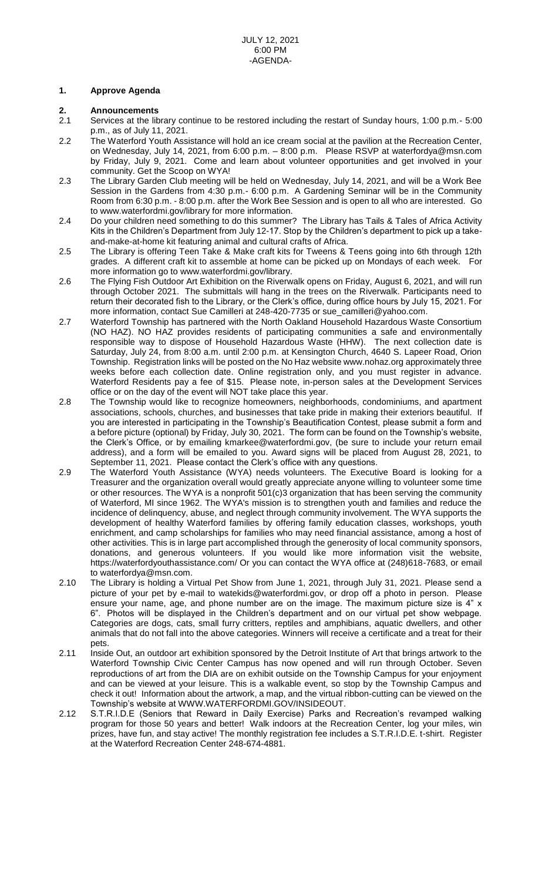JULY 12, 2021
6:00 PM
-AGENDA-

## 1. Approve Agenda

## 2. Announcements

2.1 Services at the library continue to be restored including the restart of Sunday hours, 1:00 p.m.- 5:00 p.m., as of July 11, 2021.

2.2 The Waterford Youth Assistance will hold an ice cream social at the pavilion at the Recreation Center, on Wednesday, July 14, 2021, from 6:00 p.m. – 8:00 p.m. Please RSVP at waterfordya@msn.com by Friday, July 9, 2021. Come and learn about volunteer opportunities and get involved in your community. Get the Scoop on WYA!

2.3 The Library Garden Club meeting will be held on Wednesday, July 14, 2021, and will be a Work Bee Session in the Gardens from 4:30 p.m.- 6:00 p.m. A Gardening Seminar will be in the Community Room from 6:30 p.m. - 8:00 p.m. after the Work Bee Session and is open to all who are interested. Go to www.waterfordmi.gov/library for more information.

2.4 Do your children need something to do this summer? The Library has Tails & Tales of Africa Activity Kits in the Children's Department from July 12-17. Stop by the Children's department to pick up a take-and-make-at-home kit featuring animal and cultural crafts of Africa.

2.5 The Library is offering Teen Take & Make craft kits for Tweens & Teens going into 6th through 12th grades. A different craft kit to assemble at home can be picked up on Mondays of each week. For more information go to www.waterfordmi.gov/library.

2.6 The Flying Fish Outdoor Art Exhibition on the Riverwalk opens on Friday, August 6, 2021, and will run through October 2021. The submittals will hang in the trees on the Riverwalk. Participants need to return their decorated fish to the Library, or the Clerk's office, during office hours by July 15, 2021. For more information, contact Sue Camilleri at 248-420-7735 or sue_camilleri@yahoo.com.

2.7 Waterford Township has partnered with the North Oakland Household Hazardous Waste Consortium (NO HAZ). NO HAZ provides residents of participating communities a safe and environmentally responsible way to dispose of Household Hazardous Waste (HHW). The next collection date is Saturday, July 24, from 8:00 a.m. until 2:00 p.m. at Kensington Church, 4640 S. Lapeer Road, Orion Township. Registration links will be posted on the No Haz website www.nohaz.org approximately three weeks before each collection date. Online registration only, and you must register in advance. Waterford Residents pay a fee of $15. Please note, in-person sales at the Development Services office or on the day of the event will NOT take place this year.

2.8 The Township would like to recognize homeowners, neighborhoods, condominiums, and apartment associations, schools, churches, and businesses that take pride in making their exteriors beautiful. If you are interested in participating in the Township's Beautification Contest, please submit a form and a before picture (optional) by Friday, July 30, 2021. The form can be found on the Township's website, the Clerk's Office, or by emailing kmarkee@waterfordmi.gov, (be sure to include your return email address), and a form will be emailed to you. Award signs will be placed from August 28, 2021, to September 11, 2021. Please contact the Clerk's office with any questions.

2.9 The Waterford Youth Assistance (WYA) needs volunteers. The Executive Board is looking for a Treasurer and the organization overall would greatly appreciate anyone willing to volunteer some time or other resources. The WYA is a nonprofit 501(c)3 organization that has been serving the community of Waterford, MI since 1962. The WYA's mission is to strengthen youth and families and reduce the incidence of delinquency, abuse, and neglect through community involvement. The WYA supports the development of healthy Waterford families by offering family education classes, workshops, youth enrichment, and camp scholarships for families who may need financial assistance, among a host of other activities. This is in large part accomplished through the generosity of local community sponsors, donations, and generous volunteers. If you would like more information visit the website, https://waterfordyouthassistance.com/ Or you can contact the WYA office at (248)618-7683, or email to waterfordya@msn.com.

2.10 The Library is holding a Virtual Pet Show from June 1, 2021, through July 31, 2021. Please send a picture of your pet by e-mail to watekids@waterfordmi.gov, or drop off a photo in person. Please ensure your name, age, and phone number are on the image. The maximum picture size is 4" x 6". Photos will be displayed in the Children's department and on our virtual pet show webpage. Categories are dogs, cats, small furry critters, reptiles and amphibians, aquatic dwellers, and other animals that do not fall into the above categories. Winners will receive a certificate and a treat for their pets.

2.11 Inside Out, an outdoor art exhibition sponsored by the Detroit Institute of Art that brings artwork to the Waterford Township Civic Center Campus has now opened and will run through October. Seven reproductions of art from the DIA are on exhibit outside on the Township Campus for your enjoyment and can be viewed at your leisure. This is a walkable event, so stop by the Township Campus and check it out! Information about the artwork, a map, and the virtual ribbon-cutting can be viewed on the Township's website at WWW.WATERFORDMI.GOV/INSIDEOUT.

2.12 S.T.R.I.D.E (Seniors that Reward in Daily Exercise) Parks and Recreation's revamped walking program for those 50 years and better! Walk indoors at the Recreation Center, log your miles, win prizes, have fun, and stay active! The monthly registration fee includes a S.T.R.I.D.E. t-shirt. Register at the Waterford Recreation Center 248-674-4881.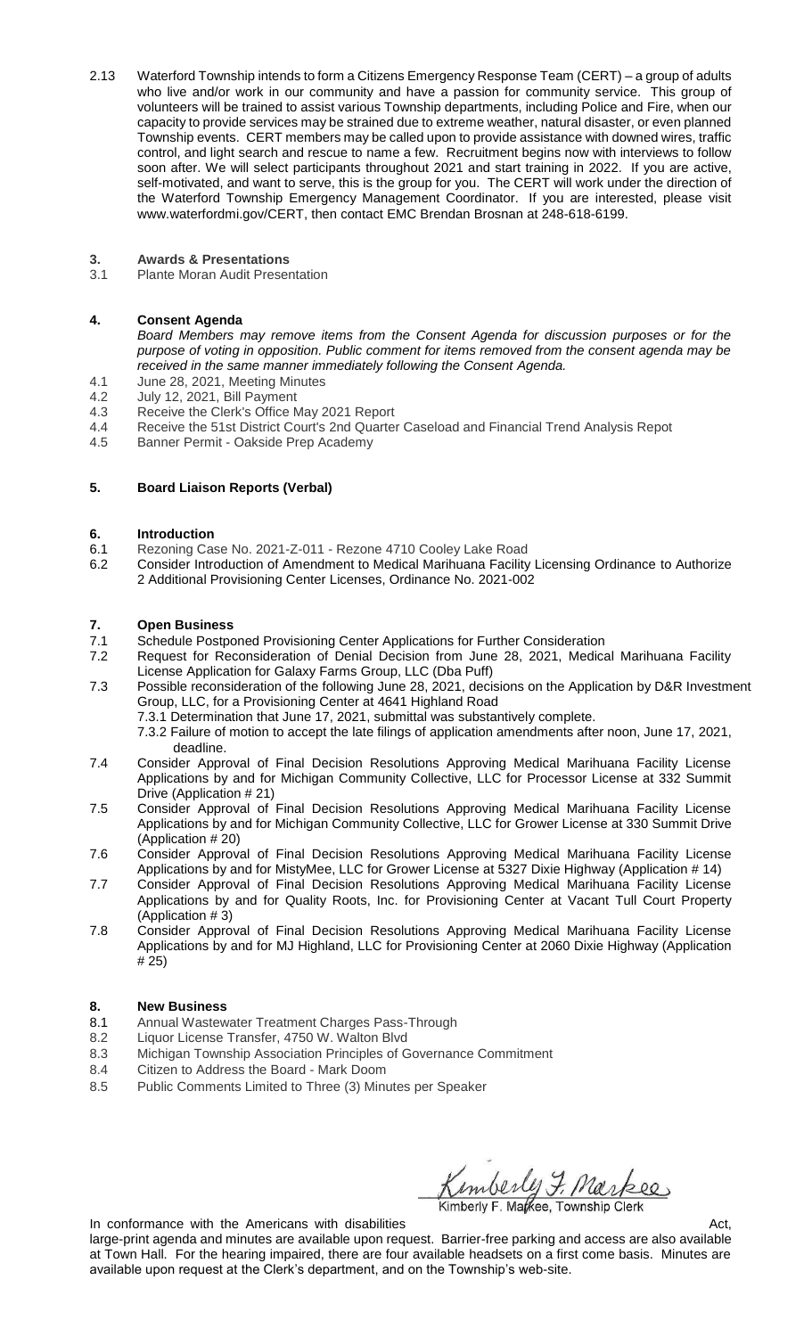2.13 Waterford Township intends to form a Citizens Emergency Response Team (CERT) – a group of adults who live and/or work in our community and have a passion for community service. This group of volunteers will be trained to assist various Township departments, including Police and Fire, when our capacity to provide services may be strained due to extreme weather, natural disaster, or even planned Township events. CERT members may be called upon to provide assistance with downed wires, traffic control, and light search and rescue to name a few. Recruitment begins now with interviews to follow soon after. We will select participants throughout 2021 and start training in 2022. If you are active, self-motivated, and want to serve, this is the group for you. The CERT will work under the direction of the Waterford Township Emergency Management Coordinator. If you are interested, please visit www.waterfordmi.gov/CERT, then contact EMC Brendan Brosnan at 248-618-6199.

## 3. Awards & Presentations

3.1 Plante Moran Audit Presentation

## 4. Consent Agenda

*Board Members may remove items from the Consent Agenda for discussion purposes or for the purpose of voting in opposition. Public comment for items removed from the consent agenda may be received in the same manner immediately following the Consent Agenda.*

4.1 June 28, 2021, Meeting Minutes
4.2 July 12, 2021, Bill Payment
4.3 Receive the Clerk's Office May 2021 Report
4.4 Receive the 51st District Court's 2nd Quarter Caseload and Financial Trend Analysis Repot
4.5 Banner Permit - Oakside Prep Academy

## 5. Board Liaison Reports (Verbal)

## 6. Introduction

6.1 Rezoning Case No. 2021-Z-011 - Rezone 4710 Cooley Lake Road
6.2 Consider Introduction of Amendment to Medical Marihuana Facility Licensing Ordinance to Authorize 2 Additional Provisioning Center Licenses, Ordinance No. 2021-002

## 7. Open Business

7.1 Schedule Postponed Provisioning Center Applications for Further Consideration
7.2 Request for Reconsideration of Denial Decision from June 28, 2021, Medical Marihuana Facility License Application for Galaxy Farms Group, LLC (Dba Puff)
7.3 Possible reconsideration of the following June 28, 2021, decisions on the Application by D&R Investment Group, LLC, for a Provisioning Center at 4641 Highland Road
7.3.1 Determination that June 17, 2021, submittal was substantively complete.
7.3.2 Failure of motion to accept the late filings of application amendments after noon, June 17, 2021, deadline.
7.4 Consider Approval of Final Decision Resolutions Approving Medical Marihuana Facility License Applications by and for Michigan Community Collective, LLC for Processor License at 332 Summit Drive (Application # 21)
7.5 Consider Approval of Final Decision Resolutions Approving Medical Marihuana Facility License Applications by and for Michigan Community Collective, LLC for Grower License at 330 Summit Drive (Application # 20)
7.6 Consider Approval of Final Decision Resolutions Approving Medical Marihuana Facility License Applications by and for MistyMee, LLC for Grower License at 5327 Dixie Highway (Application # 14)
7.7 Consider Approval of Final Decision Resolutions Approving Medical Marihuana Facility License Applications by and for Quality Roots, Inc. for Provisioning Center at Vacant Tull Court Property (Application # 3)
7.8 Consider Approval of Final Decision Resolutions Approving Medical Marihuana Facility License Applications by and for MJ Highland, LLC for Provisioning Center at 2060 Dixie Highway (Application # 25)

## 8. New Business

8.1 Annual Wastewater Treatment Charges Pass-Through
8.2 Liquor License Transfer, 4750 W. Walton Blvd
8.3 Michigan Township Association Principles of Governance Commitment
8.4 Citizen to Address the Board - Mark Doom
8.5 Public Comments Limited to Three (3) Minutes per Speaker

Kimberly F. Markee
Kimberly F. Markee, Township Clerk

In conformance with the Americans with disabilities Act, large-print agenda and minutes are available upon request. Barrier-free parking and access are also available at Town Hall. For the hearing impaired, there are four available headsets on a first come basis. Minutes are available upon request at the Clerk's department, and on the Township's web-site.